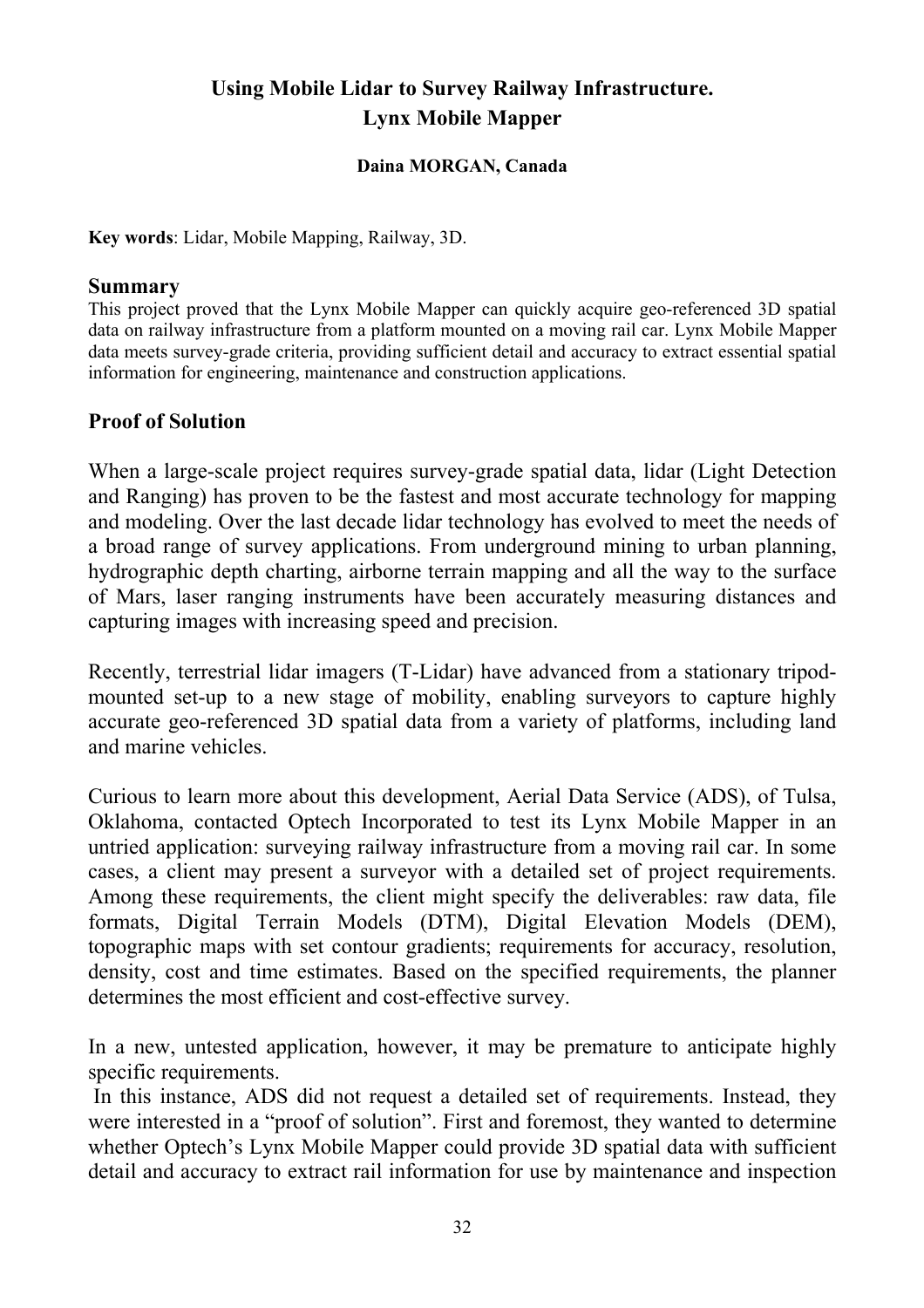# Using Mobile Lidar to Survey Railway Infrastructure. Lynx Mobile Mapper

**Daina MORGAN, Canada**

**Key words**: Lidar, Mobile Mapping, Railway, 3D.

## Summary

This project proved that the Lynx Mobile Mapper can quickly acquire geo-referenced 3D spatial data on railway infrastructure from a platform mounted on a moving rail car. Lynx Mobile Mapper data meets survey-grade criteria, providing sufficient detail and accuracy to extract essential spatial information for engineering, maintenance and construction applications.

## Proof of Solution

When a large-scale project requires survey-grade spatial data, lidar (Light Detection and Ranging) has proven to be the fastest and most accurate technology for mapping and modeling. Over the last decade lidar technology has evolved to meet the needs of a broad range of survey applications. From underground mining to urban planning, hydrographic depth charting, airborne terrain mapping and all the way to the surface of Mars, laser ranging instruments have been accurately measuring distances and capturing images with increasing speed and precision.

Recently, terrestrial lidar imagers (T-Lidar) have advanced from a stationary tripod-mounted set-up to a new stage of mobility, enabling surveyors to capture highly accurate geo-referenced 3D spatial data from a variety of platforms, including land and marine vehicles.

Curious to learn more about this development, Aerial Data Service (ADS), of Tulsa, Oklahoma, contacted Optech Incorporated to test its Lynx Mobile Mapper in an untried application: surveying railway infrastructure from a moving rail car. In some cases, a client may present a surveyor with a detailed set of project requirements. Among these requirements, the client might specify the deliverables: raw data, file formats, Digital Terrain Models (DTM), Digital Elevation Models (DEM), topographic maps with set contour gradients; requirements for accuracy, resolution, density, cost and time estimates. Based on the specified requirements, the planner determines the most efficient and cost-effective survey.

In a new, untested application, however, it may be premature to anticipate highly specific requirements.

In this instance, ADS did not request a detailed set of requirements. Instead, they were interested in a "proof of solution". First and foremost, they wanted to determine whether Optech's Lynx Mobile Mapper could provide 3D spatial data with sufficient detail and accuracy to extract rail information for use by maintenance and inspection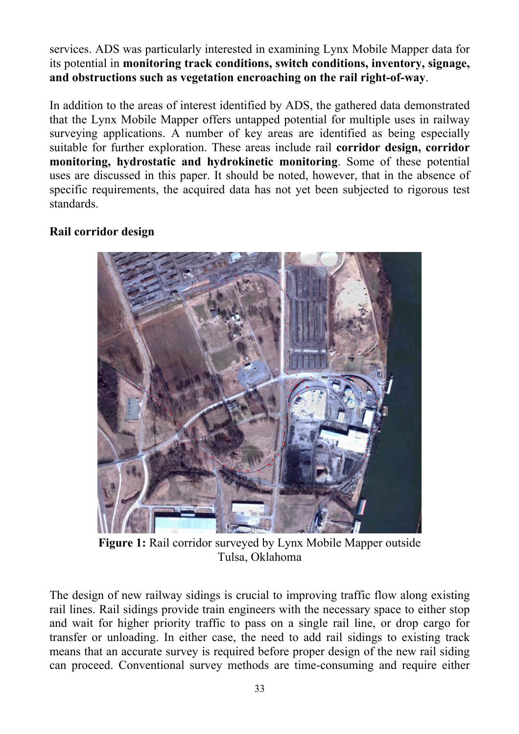services. ADS was particularly interested in examining Lynx Mobile Mapper data for its potential in **monitoring track conditions, switch conditions, inventory, signage, and obstructions such as vegetation encroaching on the rail right-of-way**.

In addition to the areas of interest identified by ADS, the gathered data demonstrated that the Lynx Mobile Mapper offers untapped potential for multiple uses in railway surveying applications. A number of key areas are identified as being especially suitable for further exploration. These areas include rail **corridor design, corridor monitoring, hydrostatic and hydrokinetic monitoring**. Some of these potential uses are discussed in this paper. It should be noted, however, that in the absence of specific requirements, the acquired data has not yet been subjected to rigorous test standards.

### Rail corridor design

**Figure 1:** Rail corridor surveyed by Lynx Mobile Mapper outside Tulsa, Oklahoma

The design of new railway sidings is crucial to improving traffic flow along existing rail lines. Rail sidings provide train engineers with the necessary space to either stop and wait for higher priority traffic to pass on a single rail line, or drop cargo for transfer or unloading. In either case, the need to add rail sidings to existing track means that an accurate survey is required before proper design of the new rail siding can proceed. Conventional survey methods are time-consuming and require either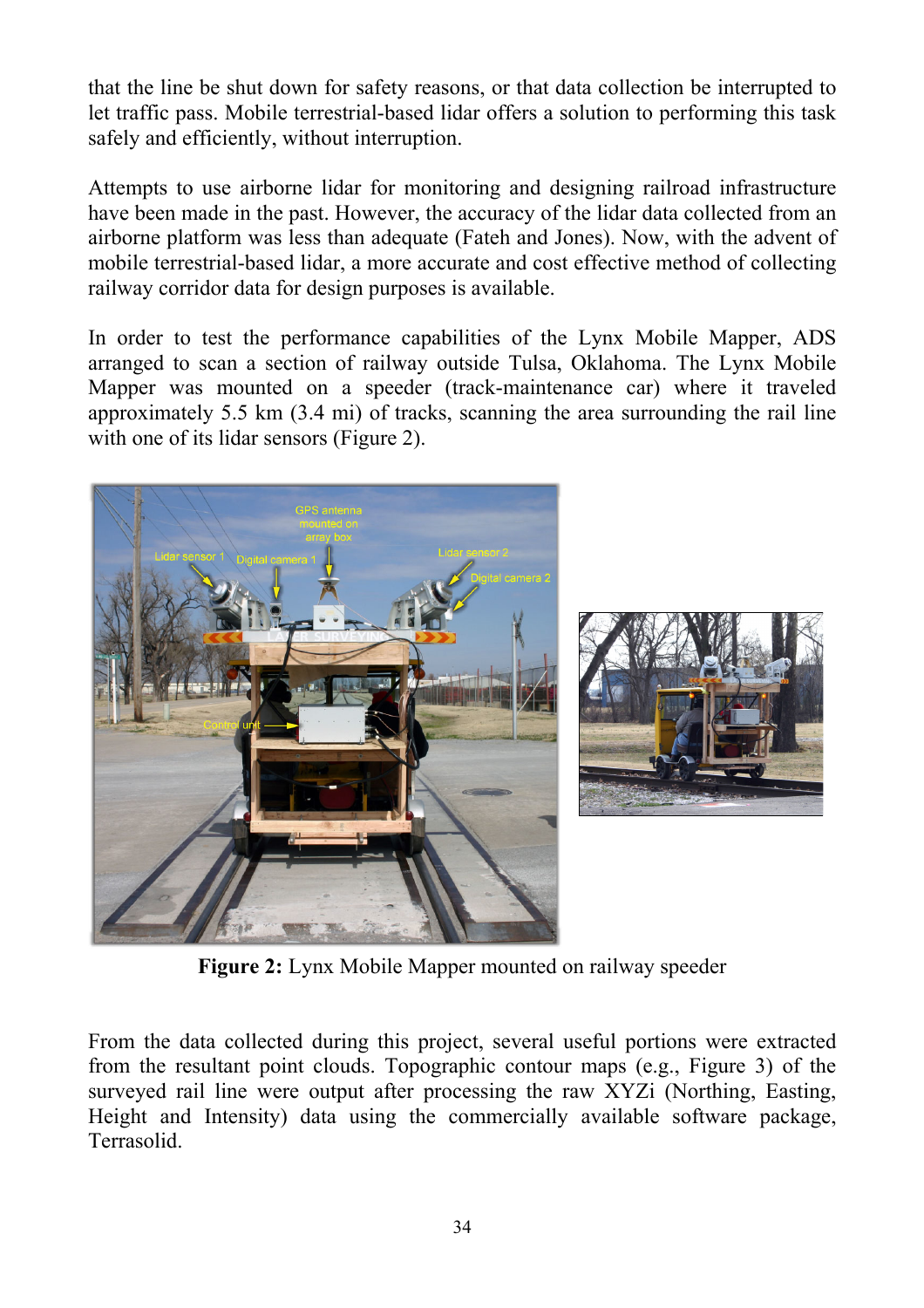that the line be shut down for safety reasons, or that data collection be interrupted to let traffic pass. Mobile terrestrial-based lidar offers a solution to performing this task safely and efficiently, without interruption.

Attempts to use airborne lidar for monitoring and designing railroad infrastructure have been made in the past. However, the accuracy of the lidar data collected from an airborne platform was less than adequate (Fateh and Jones). Now, with the advent of mobile terrestrial-based lidar, a more accurate and cost effective method of collecting railway corridor data for design purposes is available.

In order to test the performance capabilities of the Lynx Mobile Mapper, ADS arranged to scan a section of railway outside Tulsa, Oklahoma. The Lynx Mobile Mapper was mounted on a speeder (track-maintenance car) where it traveled approximately 5.5 km (3.4 mi) of tracks, scanning the area surrounding the rail line with one of its lidar sensors (Figure 2).

**Figure 2:** Lynx Mobile Mapper mounted on railway speeder

From the data collected during this project, several useful portions were extracted from the resultant point clouds. Topographic contour maps (e.g., Figure 3) of the surveyed rail line were output after processing the raw XYZi (Northing, Easting, Height and Intensity) data using the commercially available software package, Terrasolid.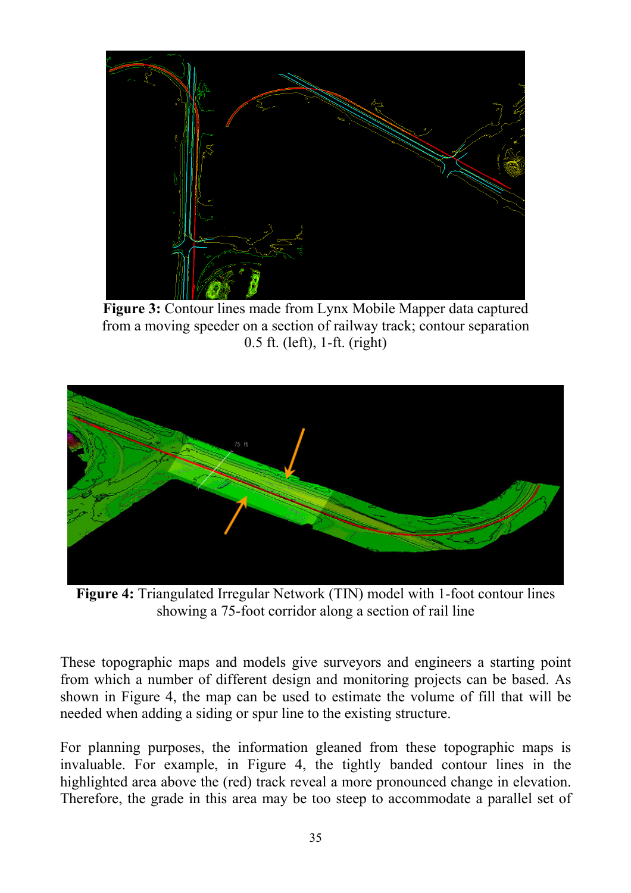**Figure 3:** Contour lines made from Lynx Mobile Mapper data captured from a moving speeder on a section of railway track; contour separation 0.5 ft. (left), 1-ft. (right)

**Figure 4:** Triangulated Irregular Network (TIN) model with 1-foot contour lines showing a 75-foot corridor along a section of rail line

These topographic maps and models give surveyors and engineers a starting point from which a number of different design and monitoring projects can be based. As shown in Figure 4, the map can be used to estimate the volume of fill that will be needed when adding a siding or spur line to the existing structure.

For planning purposes, the information gleaned from these topographic maps is invaluable. For example, in Figure 4, the tightly banded contour lines in the highlighted area above the (red) track reveal a more pronounced change in elevation. Therefore, the grade in this area may be too steep to accommodate a parallel set of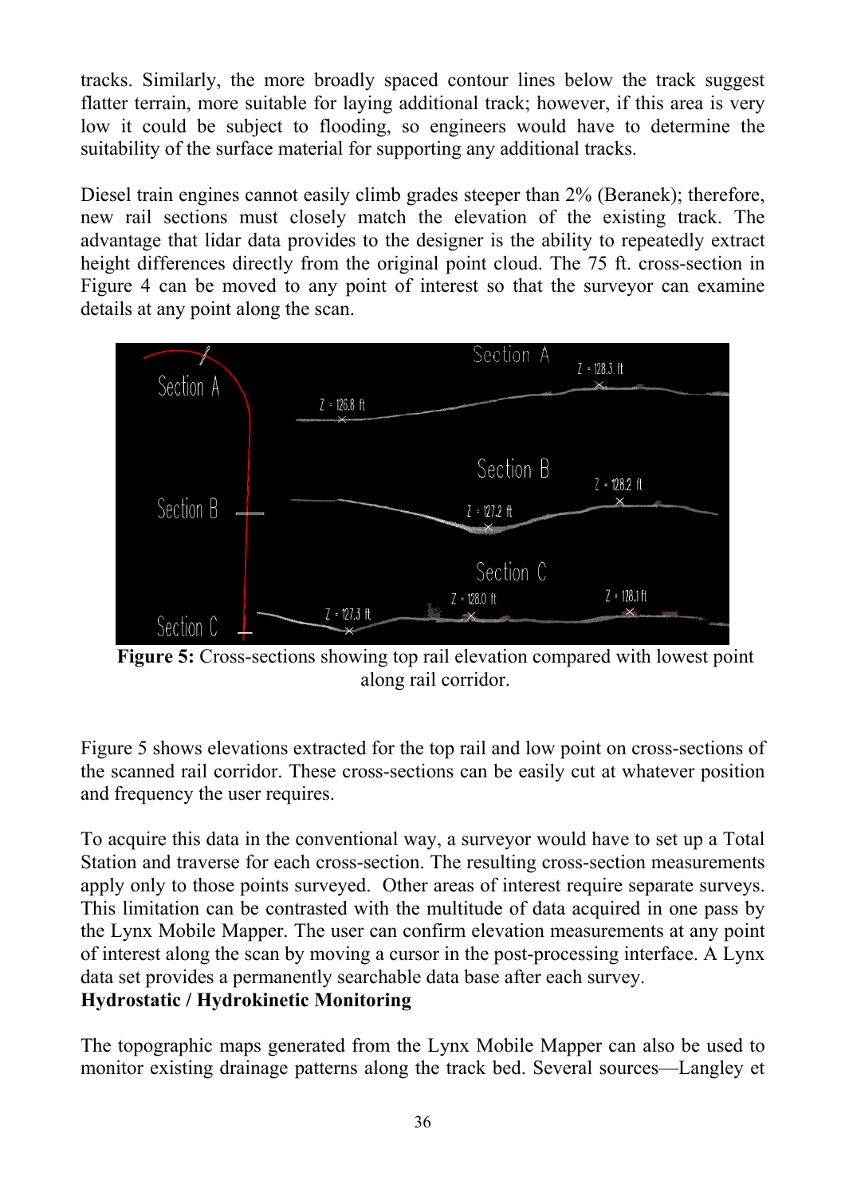tracks. Similarly, the more broadly spaced contour lines below the track suggest flatter terrain, more suitable for laying additional track; however, if this area is very low it could be subject to flooding, so engineers would have to determine the suitability of the surface material for supporting any additional tracks.

Diesel train engines cannot easily climb grades steeper than 2% (Beranek); therefore, new rail sections must closely match the elevation of the existing track. The advantage that lidar data provides to the designer is the ability to repeatedly extract height differences directly from the original point cloud. The 75 ft. cross-section in Figure 4 can be moved to any point of interest so that the surveyor can examine details at any point along the scan.

**Figure 5:** Cross-sections showing top rail elevation compared with lowest point along rail corridor.

Figure 5 shows elevations extracted for the top rail and low point on cross-sections of the scanned rail corridor. These cross-sections can be easily cut at whatever position and frequency the user requires.

To acquire this data in the conventional way, a surveyor would have to set up a Total Station and traverse for each cross-section. The resulting cross-section measurements apply only to those points surveyed. Other areas of interest require separate surveys. This limitation can be contrasted with the multitude of data acquired in one pass by the Lynx Mobile Mapper. The user can confirm elevation measurements at any point of interest along the scan by moving a cursor in the post-processing interface. A Lynx data set provides a permanently searchable data base after each survey.

**Hydrostatic / Hydrokinetic Monitoring**

The topographic maps generated from the Lynx Mobile Mapper can also be used to monitor existing drainage patterns along the track bed. Several sources—Langley et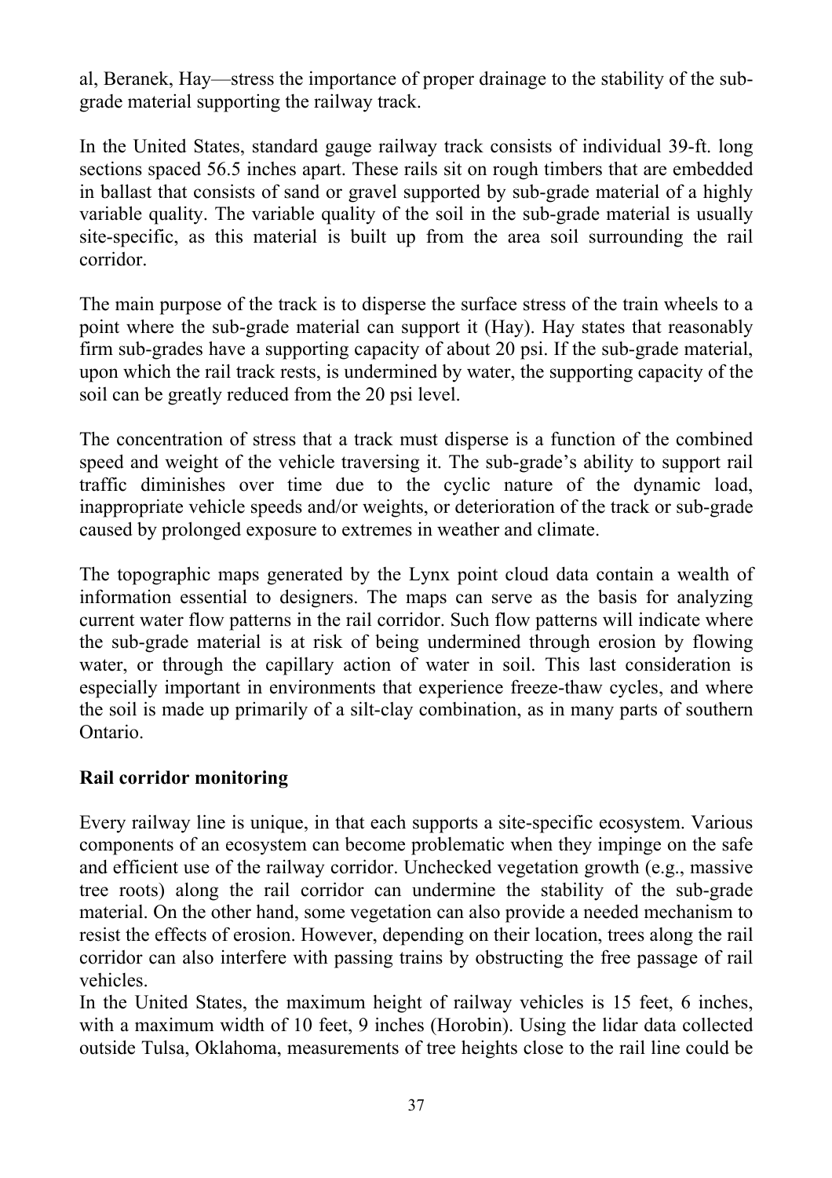al, Beranek, Hay—stress the importance of proper drainage to the stability of the sub-grade material supporting the railway track.

In the United States, standard gauge railway track consists of individual 39-ft. long sections spaced 56.5 inches apart. These rails sit on rough timbers that are embedded in ballast that consists of sand or gravel supported by sub-grade material of a highly variable quality. The variable quality of the soil in the sub-grade material is usually site-specific, as this material is built up from the area soil surrounding the rail corridor.

The main purpose of the track is to disperse the surface stress of the train wheels to a point where the sub-grade material can support it (Hay). Hay states that reasonably firm sub-grades have a supporting capacity of about 20 psi. If the sub-grade material, upon which the rail track rests, is undermined by water, the supporting capacity of the soil can be greatly reduced from the 20 psi level.

The concentration of stress that a track must disperse is a function of the combined speed and weight of the vehicle traversing it. The sub-grade's ability to support rail traffic diminishes over time due to the cyclic nature of the dynamic load, inappropriate vehicle speeds and/or weights, or deterioration of the track or sub-grade caused by prolonged exposure to extremes in weather and climate.

The topographic maps generated by the Lynx point cloud data contain a wealth of information essential to designers. The maps can serve as the basis for analyzing current water flow patterns in the rail corridor. Such flow patterns will indicate where the sub-grade material is at risk of being undermined through erosion by flowing water, or through the capillary action of water in soil. This last consideration is especially important in environments that experience freeze-thaw cycles, and where the soil is made up primarily of a silt-clay combination, as in many parts of southern Ontario.

## Rail corridor monitoring

Every railway line is unique, in that each supports a site-specific ecosystem. Various components of an ecosystem can become problematic when they impinge on the safe and efficient use of the railway corridor. Unchecked vegetation growth (e.g., massive tree roots) along the rail corridor can undermine the stability of the sub-grade material. On the other hand, some vegetation can also provide a needed mechanism to resist the effects of erosion. However, depending on their location, trees along the rail corridor can also interfere with passing trains by obstructing the free passage of rail vehicles.

In the United States, the maximum height of railway vehicles is 15 feet, 6 inches, with a maximum width of 10 feet, 9 inches (Horobin). Using the lidar data collected outside Tulsa, Oklahoma, measurements of tree heights close to the rail line could be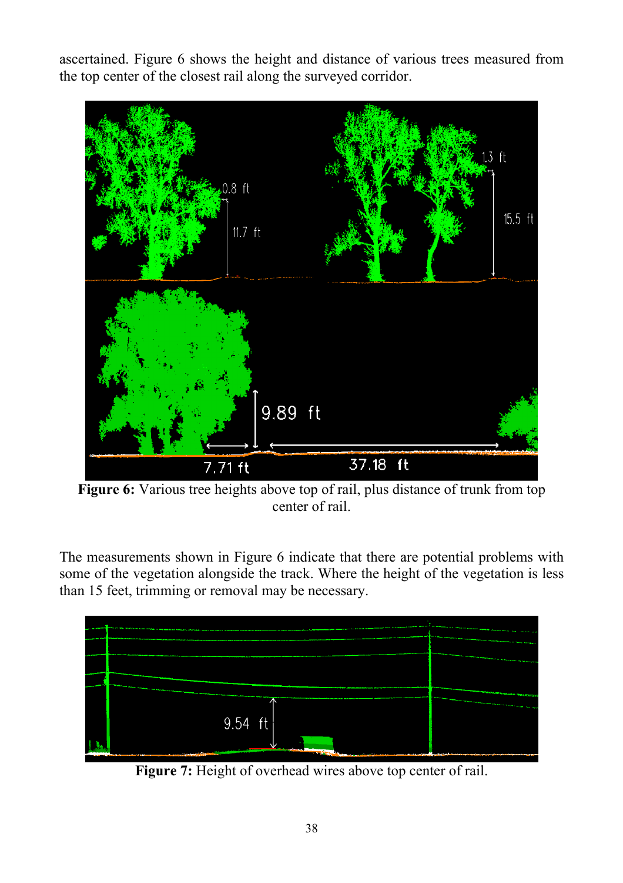ascertained. Figure 6 shows the height and distance of various trees measured from the top center of the closest rail along the surveyed corridor.

**Figure 6:** Various tree heights above top of rail, plus distance of trunk from top center of rail.

The measurements shown in Figure 6 indicate that there are potential problems with some of the vegetation alongside the track. Where the height of the vegetation is less than 15 feet, trimming or removal may be necessary.

**Figure 7:** Height of overhead wires above top center of rail.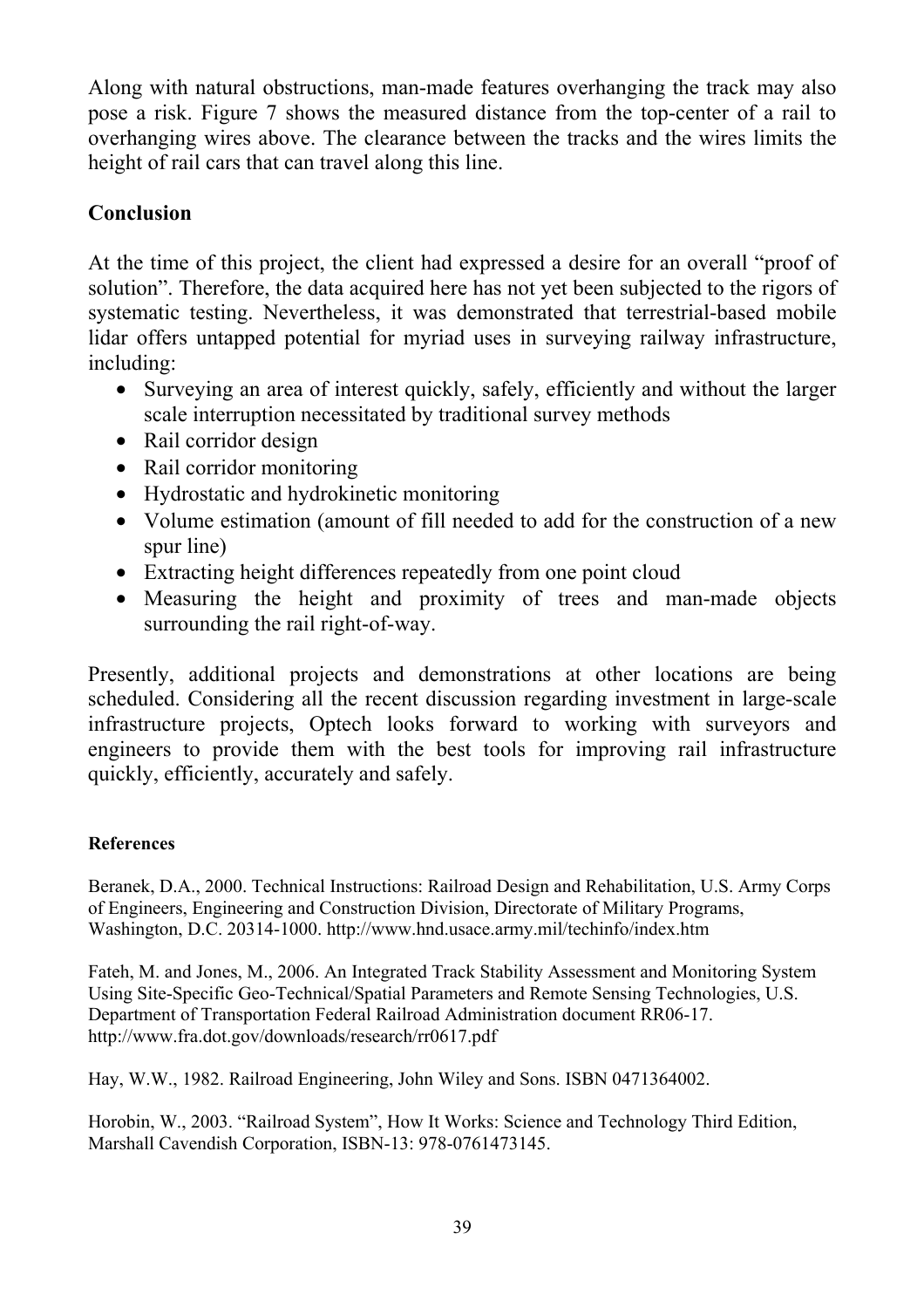Along with natural obstructions, man-made features overhanging the track may also pose a risk. Figure 7 shows the measured distance from the top-center of a rail to overhanging wires above. The clearance between the tracks and the wires limits the height of rail cars that can travel along this line.

## Conclusion

At the time of this project, the client had expressed a desire for an overall "proof of solution". Therefore, the data acquired here has not yet been subjected to the rigors of systematic testing. Nevertheless, it was demonstrated that terrestrial-based mobile lidar offers untapped potential for myriad uses in surveying railway infrastructure, including:

- Surveying an area of interest quickly, safely, efficiently and without the larger scale interruption necessitated by traditional survey methods
- Rail corridor design
- Rail corridor monitoring
- Hydrostatic and hydrokinetic monitoring
- Volume estimation (amount of fill needed to add for the construction of a new spur line)
- Extracting height differences repeatedly from one point cloud
- Measuring the height and proximity of trees and man-made objects surrounding the rail right-of-way.

Presently, additional projects and demonstrations at other locations are being scheduled. Considering all the recent discussion regarding investment in large-scale infrastructure projects, Optech looks forward to working with surveyors and engineers to provide them with the best tools for improving rail infrastructure quickly, efficiently, accurately and safely.

### References

Beranek, D.A., 2000. Technical Instructions: Railroad Design and Rehabilitation, U.S. Army Corps of Engineers, Engineering and Construction Division, Directorate of Military Programs, Washington, D.C. 20314-1000. http://www.hnd.usace.army.mil/techinfo/index.htm

Fateh, M. and Jones, M., 2006. An Integrated Track Stability Assessment and Monitoring System Using Site-Specific Geo-Technical/Spatial Parameters and Remote Sensing Technologies, U.S. Department of Transportation Federal Railroad Administration document RR06-17. http://www.fra.dot.gov/downloads/research/rr0617.pdf

Hay, W.W., 1982. Railroad Engineering, John Wiley and Sons. ISBN 0471364002.

Horobin, W., 2003. "Railroad System", How It Works: Science and Technology Third Edition, Marshall Cavendish Corporation, ISBN-13: 978-0761473145.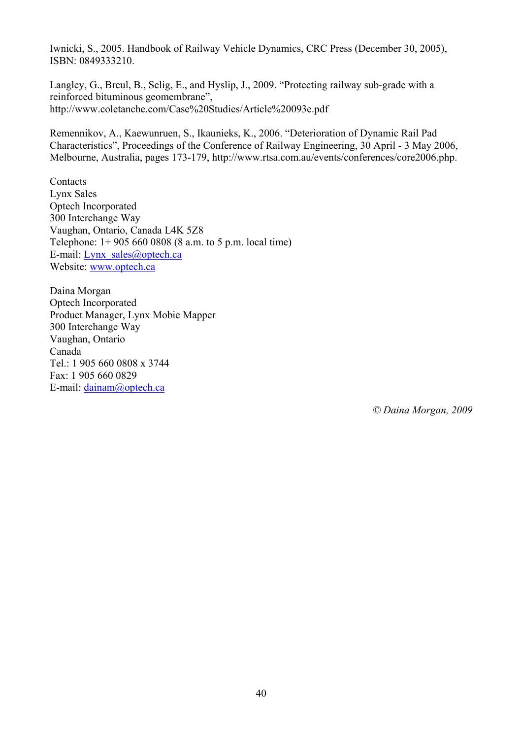Iwnicki, S., 2005. Handbook of Railway Vehicle Dynamics, CRC Press (December 30, 2005), ISBN: 0849333210.

Langley, G., Breul, B., Selig, E., and Hyslip, J., 2009. "Protecting railway sub-grade with a reinforced bituminous geomembrane", http://www.coletanche.com/Case%20Studies/Article%20093e.pdf

Remennikov, A., Kaewunruen, S., Ikaunieks, K., 2006. "Deterioration of Dynamic Rail Pad Characteristics", Proceedings of the Conference of Railway Engineering, 30 April - 3 May 2006, Melbourne, Australia, pages 173-179, http://www.rtsa.com.au/events/conferences/core2006.php.

Contacts
Lynx Sales
Optech Incorporated
300 Interchange Way
Vaughan, Ontario, Canada L4K 5Z8
Telephone: 1+ 905 660 0808 (8 a.m. to 5 p.m. local time)
E-mail: Lynx_sales@optech.ca
Website: www.optech.ca

Daina Morgan
Optech Incorporated
Product Manager, Lynx Mobie Mapper
300 Interchange Way
Vaughan, Ontario
Canada
Tel.: 1 905 660 0808 x 3744
Fax: 1 905 660 0829
E-mail: dainam@optech.ca

*© Daina Morgan, 2009*